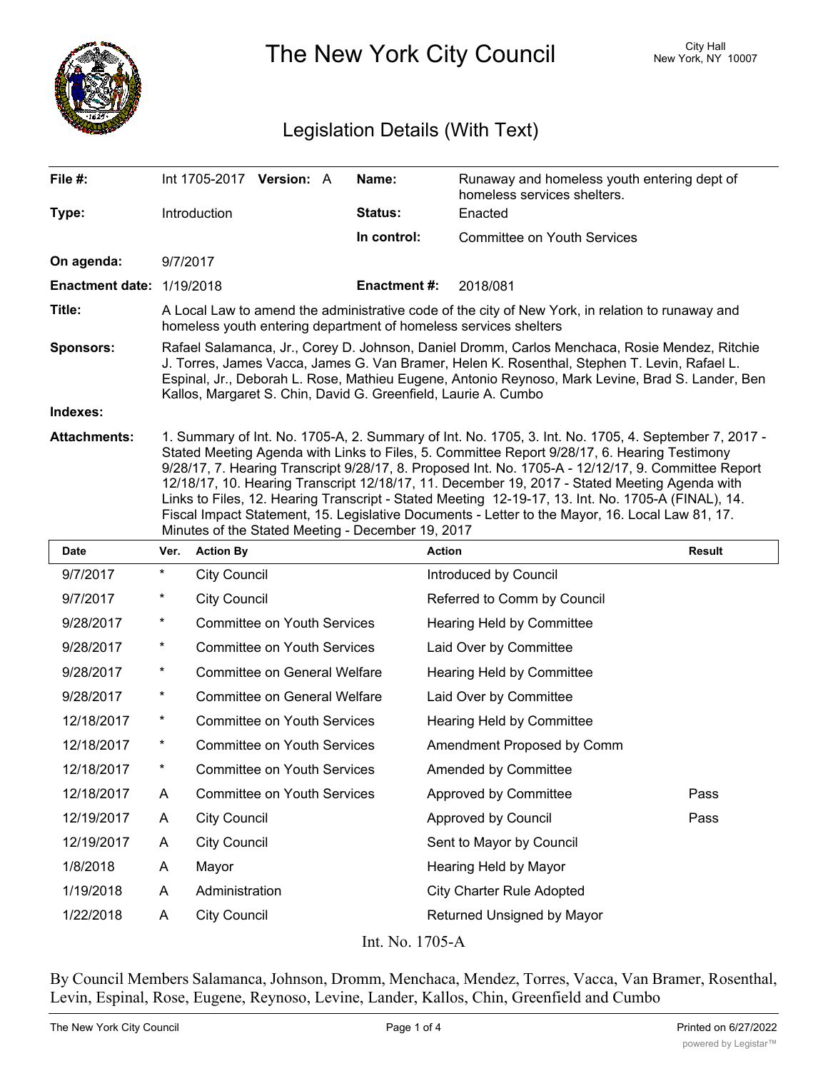# The New York City Council

City Hall
New York, NY 10007

## Legislation Details (With Text)

| | | | |
|---|---|---|---|
| **File #:** | Int 1705-2017 **Version:** A | **Name:** | Runaway and homeless youth entering dept of homeless services shelters. |
| **Type:** | Introduction | **Status:** | Enacted |
| | | **In control:** | Committee on Youth Services |
| **On agenda:** | 9/7/2017 | | |
| **Enactment date:** | 1/19/2018 | **Enactment #:** | 2018/081 |

**Title:** A Local Law to amend the administrative code of the city of New York, in relation to runaway and homeless youth entering department of homeless services shelters

**Sponsors:** Rafael Salamanca, Jr., Corey D. Johnson, Daniel Dromm, Carlos Menchaca, Rosie Mendez, Ritchie J. Torres, James Vacca, James G. Van Bramer, Helen K. Rosenthal, Stephen T. Levin, Rafael L. Espinal, Jr., Deborah L. Rose, Mathieu Eugene, Antonio Reynoso, Mark Levine, Brad S. Lander, Ben Kallos, Margaret S. Chin, David G. Greenfield, Laurie A. Cumbo

**Indexes:**

**Attachments:** 1. Summary of Int. No. 1705-A, 2. Summary of Int. No. 1705, 3. Int. No. 1705, 4. September 7, 2017 - Stated Meeting Agenda with Links to Files, 5. Committee Report 9/28/17, 6. Hearing Testimony 9/28/17, 7. Hearing Transcript 9/28/17, 8. Proposed Int. No. 1705-A - 12/12/17, 9. Committee Report 12/18/17, 10. Hearing Transcript 12/18/17, 11. December 19, 2017 - Stated Meeting Agenda with Links to Files, 12. Hearing Transcript - Stated Meeting 12-19-17, 13. Int. No. 1705-A (FINAL), 14. Fiscal Impact Statement, 15. Legislative Documents - Letter to the Mayor, 16. Local Law 81, 17. Minutes of the Stated Meeting - December 19, 2017

| Date | Ver. | Action By | Action | Result |
|---|---|---|---|---|
| 9/7/2017 | * | City Council | Introduced by Council | |
| 9/7/2017 | * | City Council | Referred to Comm by Council | |
| 9/28/2017 | * | Committee on Youth Services | Hearing Held by Committee | |
| 9/28/2017 | * | Committee on Youth Services | Laid Over by Committee | |
| 9/28/2017 | * | Committee on General Welfare | Hearing Held by Committee | |
| 9/28/2017 | * | Committee on General Welfare | Laid Over by Committee | |
| 12/18/2017 | * | Committee on Youth Services | Hearing Held by Committee | |
| 12/18/2017 | * | Committee on Youth Services | Amendment Proposed by Comm | |
| 12/18/2017 | * | Committee on Youth Services | Amended by Committee | |
| 12/18/2017 | A | Committee on Youth Services | Approved by Committee | Pass |
| 12/19/2017 | A | City Council | Approved by Council | Pass |
| 12/19/2017 | A | City Council | Sent to Mayor by Council | |
| 1/8/2018 | A | Mayor | Hearing Held by Mayor | |
| 1/19/2018 | A | Administration | City Charter Rule Adopted | |
| 1/22/2018 | A | City Council | Returned Unsigned by Mayor | |

Int. No. 1705-A

By Council Members Salamanca, Johnson, Dromm, Menchaca, Mendez, Torres, Vacca, Van Bramer, Rosenthal, Levin, Espinal, Rose, Eugene, Reynoso, Levine, Lander, Kallos, Chin, Greenfield and Cumbo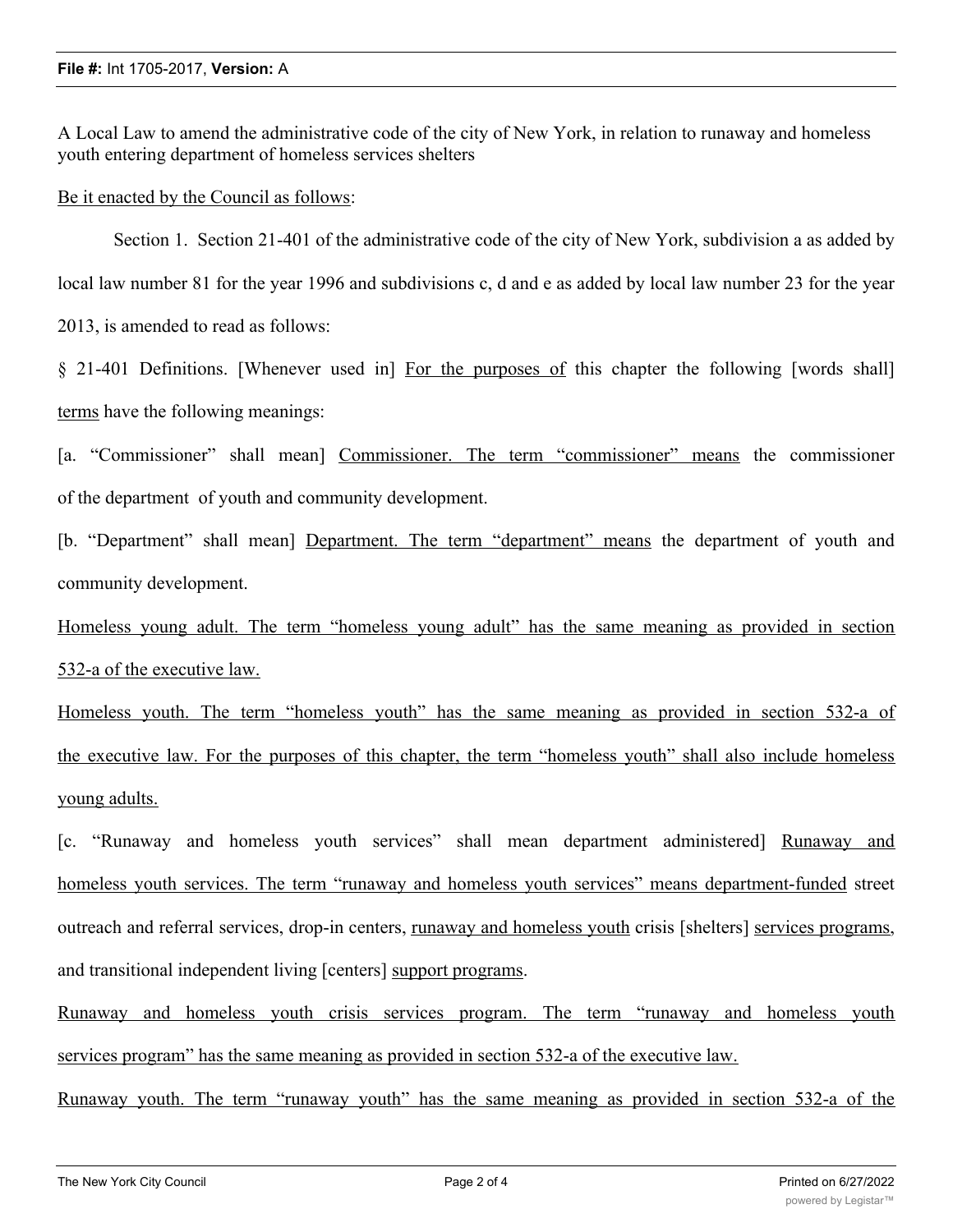A Local Law to amend the administrative code of the city of New York, in relation to runaway and homeless youth entering department of homeless services shelters

<u>Be it enacted by the Council as follows</u>:

Section 1. Section 21-401 of the administrative code of the city of New York, subdivision a as added by local law number 81 for the year 1996 and subdivisions c, d and e as added by local law number 23 for the year 2013, is amended to read as follows:

§ 21-401 Definitions. [Whenever used in] <u>For the purposes of</u> this chapter the following [words shall] <u>terms</u> have the following meanings:

[a. "Commissioner" shall mean] <u>Commissioner. The term "commissioner" means</u> the commissioner of the department of youth and community development.

[b. "Department" shall mean] <u>Department. The term "department" means</u> the department of youth and community development.

<u>Homeless young adult. The term "homeless young adult" has the same meaning as provided in section 532-a of the executive law.</u>

<u>Homeless youth. The term "homeless youth" has the same meaning as provided in section 532-a of the executive law. For the purposes of this chapter, the term "homeless youth" shall also include homeless young adults.</u>

[c. "Runaway and homeless youth services" shall mean department administered] <u>Runaway and homeless youth services. The term "runaway and homeless youth services" means department-funded</u> street outreach and referral services, drop-in centers, <u>runaway and homeless youth</u> crisis [shelters] <u>services programs</u>, and transitional independent living [centers] <u>support programs</u>.

<u>Runaway and homeless youth crisis services program. The term "runaway and homeless youth services program" has the same meaning as provided in section 532-a of the executive law.</u>

<u>Runaway youth. The term "runaway youth" has the same meaning as provided in section 532-a of the</u>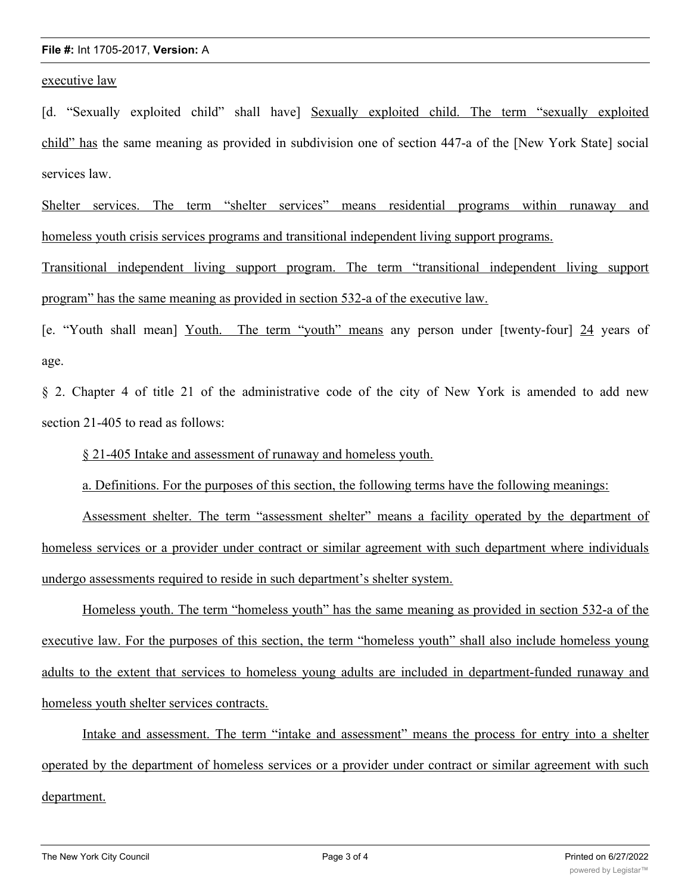executive law

[d. "Sexually exploited child" shall have] Sexually exploited child. The term "sexually exploited child" has the same meaning as provided in subdivision one of section 447-a of the [New York State] social services law.

Shelter services. The term "shelter services" means residential programs within runaway and homeless youth crisis services programs and transitional independent living support programs.

Transitional independent living support program. The term "transitional independent living support program" has the same meaning as provided in section 532-a of the executive law.

[e. "Youth shall mean] Youth. The term "youth" means any person under [twenty-four] 24 years of age.

§ 2. Chapter 4 of title 21 of the administrative code of the city of New York is amended to add new section 21-405 to read as follows:

§ 21-405 Intake and assessment of runaway and homeless youth.

a. Definitions. For the purposes of this section, the following terms have the following meanings:

Assessment shelter. The term "assessment shelter" means a facility operated by the department of homeless services or a provider under contract or similar agreement with such department where individuals undergo assessments required to reside in such department's shelter system.

Homeless youth. The term "homeless youth" has the same meaning as provided in section 532-a of the executive law. For the purposes of this section, the term "homeless youth" shall also include homeless young adults to the extent that services to homeless young adults are included in department-funded runaway and homeless youth shelter services contracts.

Intake and assessment. The term "intake and assessment" means the process for entry into a shelter operated by the department of homeless services or a provider under contract or similar agreement with such department.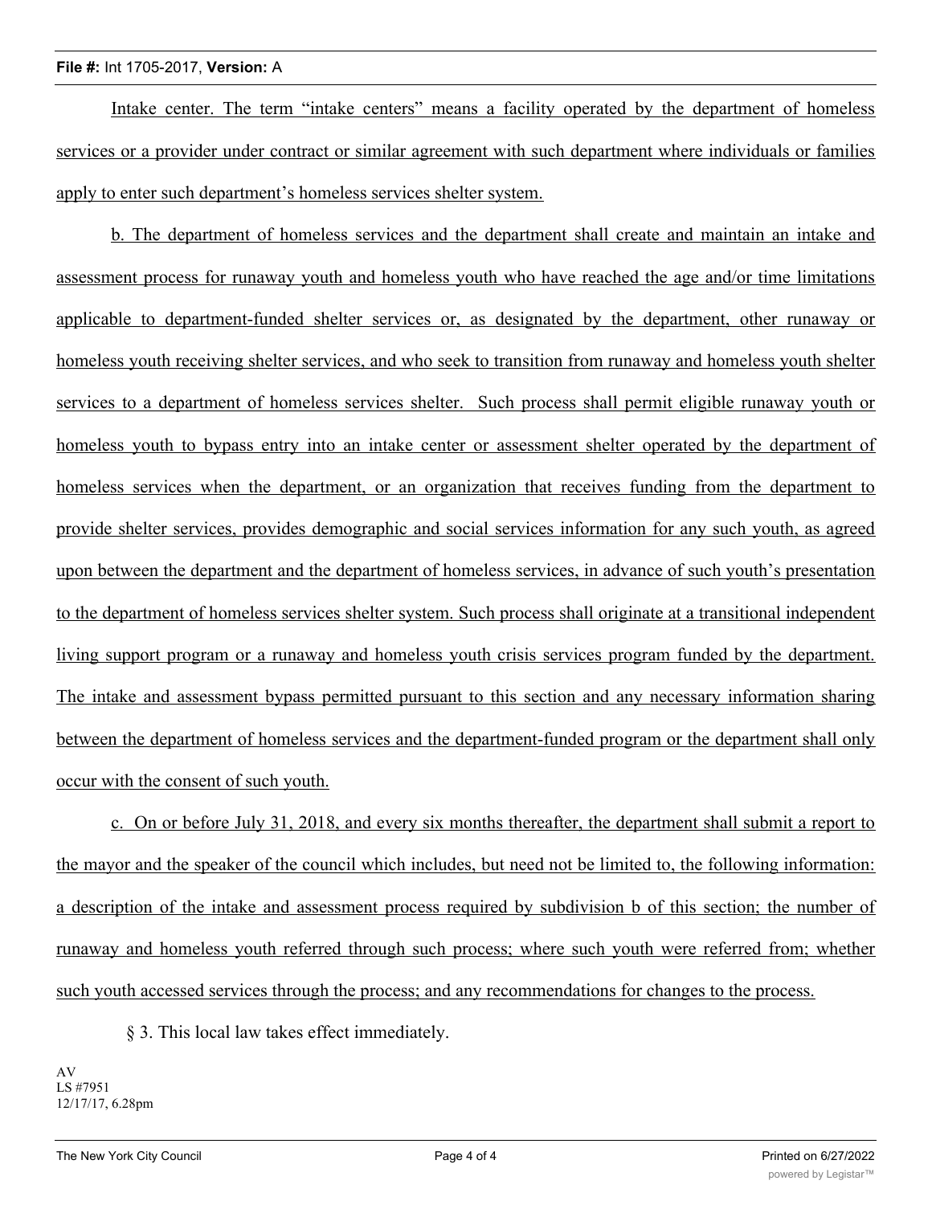Intake center. The term “intake centers” means a facility operated by the department of homeless services or a provider under contract or similar agreement with such department where individuals or families apply to enter such department’s homeless services shelter system.

b. The department of homeless services and the department shall create and maintain an intake and assessment process for runaway youth and homeless youth who have reached the age and/or time limitations applicable to department-funded shelter services or, as designated by the department, other runaway or homeless youth receiving shelter services, and who seek to transition from runaway and homeless youth shelter services to a department of homeless services shelter. Such process shall permit eligible runaway youth or homeless youth to bypass entry into an intake center or assessment shelter operated by the department of homeless services when the department, or an organization that receives funding from the department to provide shelter services, provides demographic and social services information for any such youth, as agreed upon between the department and the department of homeless services, in advance of such youth’s presentation to the department of homeless services shelter system. Such process shall originate at a transitional independent living support program or a runaway and homeless youth crisis services program funded by the department. The intake and assessment bypass permitted pursuant to this section and any necessary information sharing between the department of homeless services and the department-funded program or the department shall only occur with the consent of such youth.

c. On or before July 31, 2018, and every six months thereafter, the department shall submit a report to the mayor and the speaker of the council which includes, but need not be limited to, the following information: a description of the intake and assessment process required by subdivision b of this section; the number of runaway and homeless youth referred through such process; where such youth were referred from; whether such youth accessed services through the process; and any recommendations for changes to the process.

§ 3. This local law takes effect immediately.

AV
LS #7951
12/17/17, 6.28pm